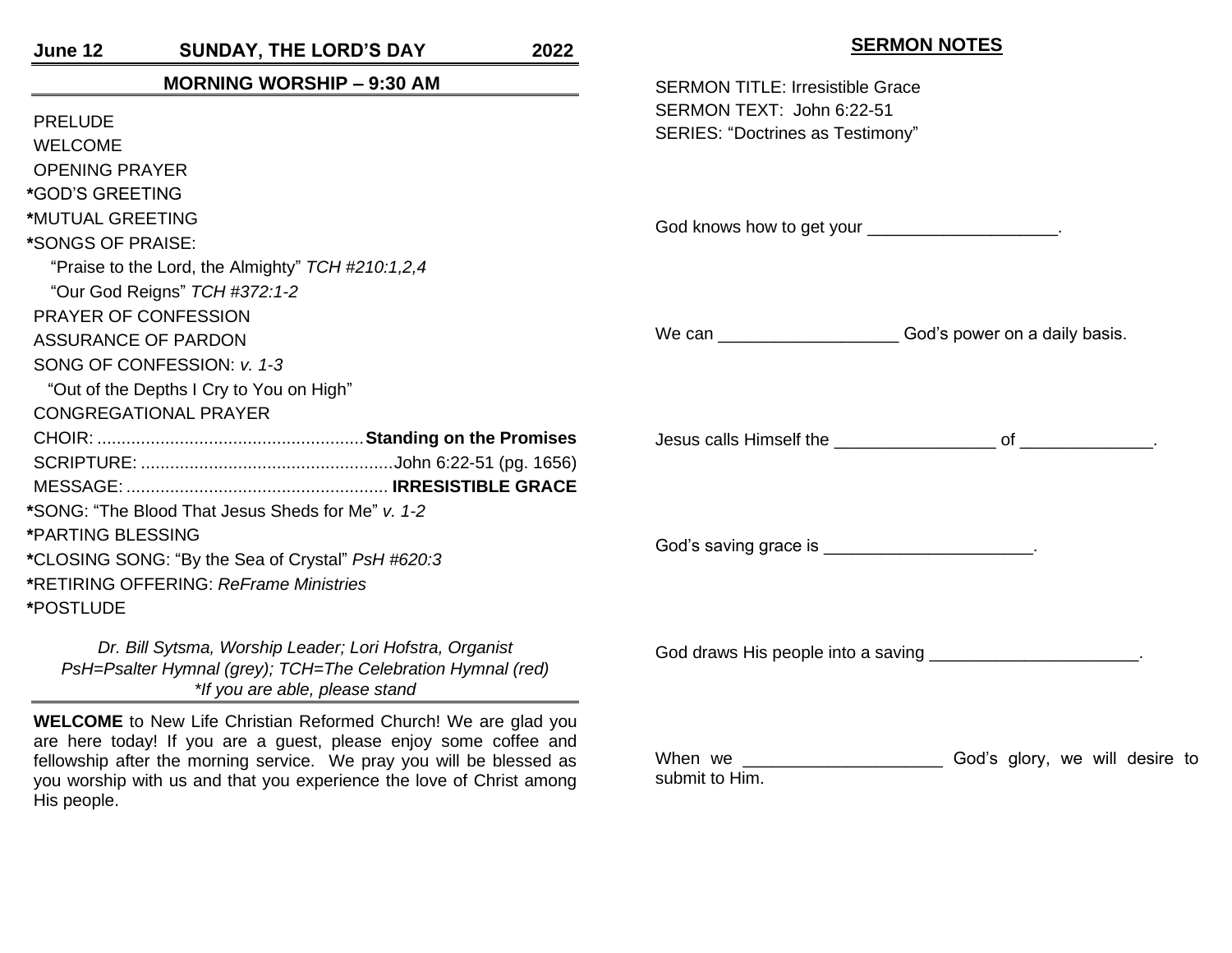**June 12 — SUNDAY, THE LORD'S DAY — 2022**

## MORNING WORSHIP – 9:30 AM

PRELUDE
WELCOME
OPENING PRAYER
*GOD'S GREETING
*MUTUAL GREETING
*SONGS OF PRAISE:
"Praise to the Lord, the Almighty" *TCH #210:1,2,4*
"Our God Reigns" *TCH #372:1-2*
PRAYER OF CONFESSION
ASSURANCE OF PARDON
SONG OF CONFESSION: *v. 1-3*
"Out of the Depths I Cry to You on High"
CONGREGATIONAL PRAYER
CHOIR: ...................................................... **Standing on the Promises**
SCRIPTURE: ....................................................John 6:22-51 (pg. 1656)
MESSAGE: ..................................................... **IRRESISTIBLE GRACE**
*SONG: "The Blood That Jesus Sheds for Me" *v. 1-2*
*PARTING BLESSING
*CLOSING SONG: "By the Sea of Crystal" *PsH #620:3*
*RETIRING OFFERING: *ReFrame Ministries*
*POSTLUDE

*Dr. Bill Sytsma, Worship Leader; Lori Hofstra, Organist*
*PsH=Psalter Hymnal (grey); TCH=The Celebration Hymnal (red)*
*\*If you are able, please stand*

**WELCOME** to New Life Christian Reformed Church! We are glad you are here today! If you are a guest, please enjoy some coffee and fellowship after the morning service. We pray you will be blessed as you worship with us and that you experience the love of Christ among His people.

## SERMON NOTES

SERMON TITLE: Irresistible Grace
SERMON TEXT: John 6:22-51
SERIES: "Doctrines as Testimony"

God knows how to get your ____________________.

We can ___________________ God's power on a daily basis.

Jesus calls Himself the _________________ of ______________.

God's saving grace is ______________________.

God draws His people into a saving ______________________.

When we _____________________ God's glory, we will desire to submit to Him.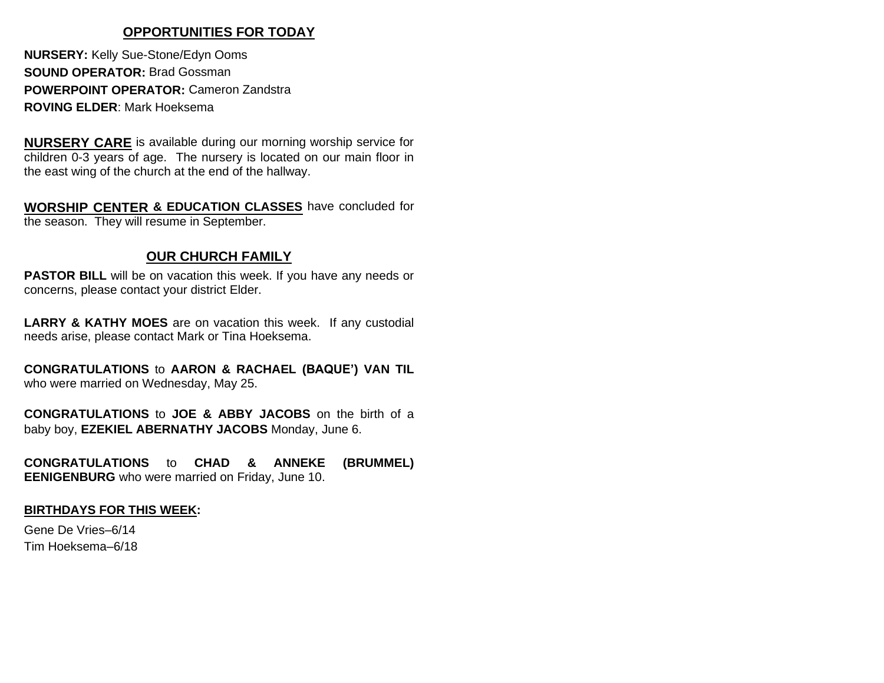## OPPORTUNITIES FOR TODAY

**NURSERY:** Kelly Sue-Stone/Edyn Ooms
**SOUND OPERATOR:** Brad Gossman
**POWERPOINT OPERATOR:** Cameron Zandstra
**ROVING ELDER**: Mark Hoeksema

**NURSERY CARE** is available during our morning worship service for children 0-3 years of age. The nursery is located on our main floor in the east wing of the church at the end of the hallway.

**WORSHIP CENTER & EDUCATION CLASSES** have concluded for the season. They will resume in September.

## OUR CHURCH FAMILY

**PASTOR BILL** will be on vacation this week. If you have any needs or concerns, please contact your district Elder.

**LARRY & KATHY MOES** are on vacation this week. If any custodial needs arise, please contact Mark or Tina Hoeksema.

**CONGRATULATIONS** to **AARON & RACHAEL (BAQUE') VAN TIL** who were married on Wednesday, May 25.

**CONGRATULATIONS** to **JOE & ABBY JACOBS** on the birth of a baby boy, **EZEKIEL ABERNATHY JACOBS** Monday, June 6.

**CONGRATULATIONS** to **CHAD & ANNEKE (BRUMMEL) EENIGENBURG** who were married on Friday, June 10.

**BIRTHDAYS FOR THIS WEEK:**

Gene De Vries–6/14
Tim Hoeksema–6/18